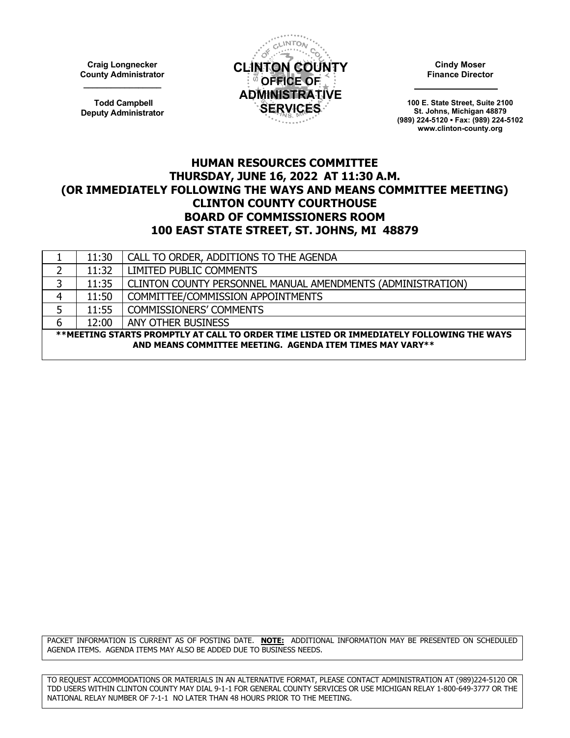Craig Longnecker
County Administrator

Todd Campbell
Deputy Administrator

**CLINTON COUNTY OFFICE OF ADMINISTRATIVE SERVICES**

Cindy Moser
Finance Director

100 E. State Street, Suite 2100
St. Johns, Michigan 48879
(989) 224-5120 ▪ Fax: (989) 224-5102
www.clinton-county.org

# HUMAN RESOURCES COMMITTEE
## THURSDAY, JUNE 16, 2022 AT 11:30 A.M.
## (OR IMMEDIATELY FOLLOWING THE WAYS AND MEANS COMMITTEE MEETING)
## CLINTON COUNTY COURTHOUSE
## BOARD OF COMMISSIONERS ROOM
## 100 EAST STATE STREET, ST. JOHNS, MI 48879

| | | |
|---|---|---|
| 1 | 11:30 | CALL TO ORDER, ADDITIONS TO THE AGENDA |
| 2 | 11:32 | LIMITED PUBLIC COMMENTS |
| 3 | 11:35 | CLINTON COUNTY PERSONNEL MANUAL AMENDMENTS (ADMINISTRATION) |
| 4 | 11:50 | COMMITTEE/COMMISSION APPOINTMENTS |
| 5 | 11:55 | COMMISSIONERS' COMMENTS |
| 6 | 12:00 | ANY OTHER BUSINESS |

**\*\*MEETING STARTS PROMPTLY AT CALL TO ORDER TIME LISTED OR IMMEDIATELY FOLLOWING THE WAYS AND MEANS COMMITTEE MEETING. AGENDA ITEM TIMES MAY VARY\*\***

PACKET INFORMATION IS CURRENT AS OF POSTING DATE. **NOTE:** ADDITIONAL INFORMATION MAY BE PRESENTED ON SCHEDULED AGENDA ITEMS. AGENDA ITEMS MAY ALSO BE ADDED DUE TO BUSINESS NEEDS.

TO REQUEST ACCOMMODATIONS OR MATERIALS IN AN ALTERNATIVE FORMAT, PLEASE CONTACT ADMINISTRATION AT (989)224-5120 OR TDD USERS WITHIN CLINTON COUNTY MAY DIAL 9-1-1 FOR GENERAL COUNTY SERVICES OR USE MICHIGAN RELAY 1-800-649-3777 OR THE NATIONAL RELAY NUMBER OF 7-1-1 NO LATER THAN 48 HOURS PRIOR TO THE MEETING.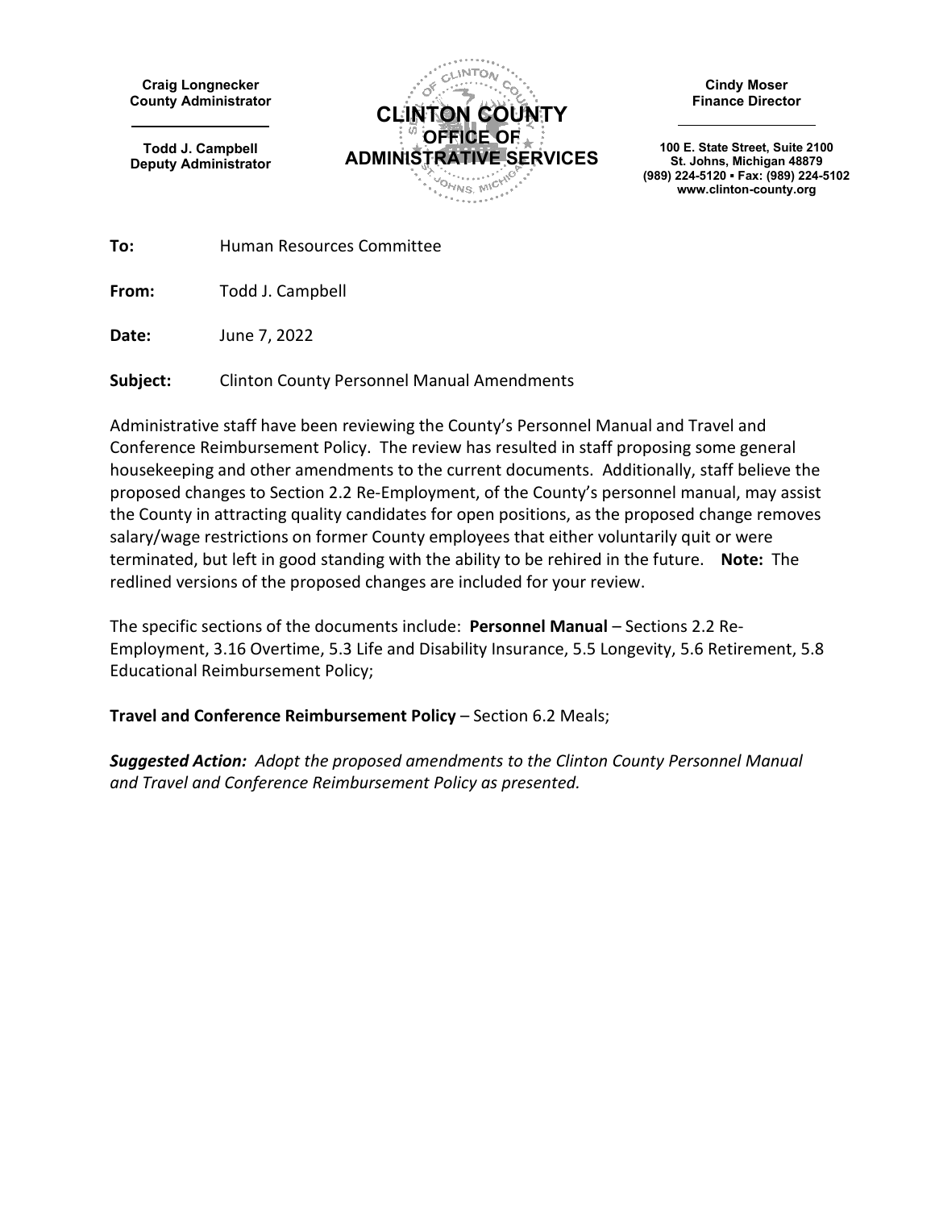Craig Longnecker
County Administrator

Todd J. Campbell
Deputy Administrator

**CLINTON COUNTY**
**OFFICE OF**
**ADMINISTRATIVE SERVICES**

Cindy Moser
Finance Director

100 E. State Street, Suite 2100
St. Johns, Michigan 48879
(989) 224-5120 ▪ Fax: (989) 224-5102
www.clinton-county.org

**To:** Human Resources Committee

**From:** Todd J. Campbell

**Date:** June 7, 2022

**Subject:** Clinton County Personnel Manual Amendments

Administrative staff have been reviewing the County's Personnel Manual and Travel and Conference Reimbursement Policy. The review has resulted in staff proposing some general housekeeping and other amendments to the current documents. Additionally, staff believe the proposed changes to Section 2.2 Re-Employment, of the County's personnel manual, may assist the County in attracting quality candidates for open positions, as the proposed change removes salary/wage restrictions on former County employees that either voluntarily quit or were terminated, but left in good standing with the ability to be rehired in the future. **Note:** The redlined versions of the proposed changes are included for your review.

The specific sections of the documents include: **Personnel Manual** – Sections 2.2 Re-Employment, 3.16 Overtime, 5.3 Life and Disability Insurance, 5.5 Longevity, 5.6 Retirement, 5.8 Educational Reimbursement Policy;

**Travel and Conference Reimbursement Policy** – Section 6.2 Meals;

***Suggested Action:*** *Adopt the proposed amendments to the Clinton County Personnel Manual and Travel and Conference Reimbursement Policy as presented.*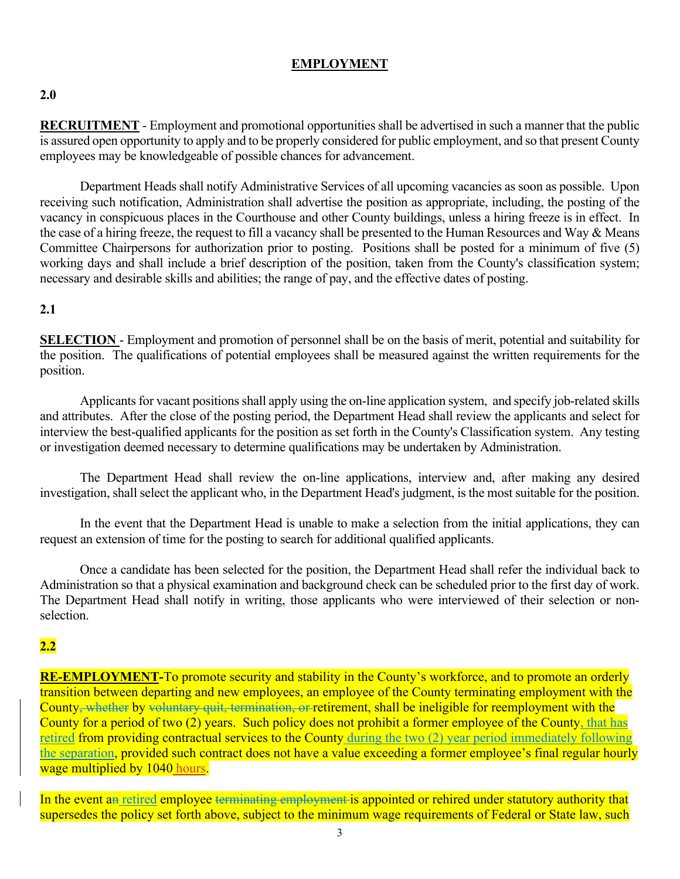## EMPLOYMENT

**2.0**

**RECRUITMENT** - Employment and promotional opportunities shall be advertised in such a manner that the public is assured open opportunity to apply and to be properly considered for public employment, and so that present County employees may be knowledgeable of possible chances for advancement.

Department Heads shall notify Administrative Services of all upcoming vacancies as soon as possible. Upon receiving such notification, Administration shall advertise the position as appropriate, including, the posting of the vacancy in conspicuous places in the Courthouse and other County buildings, unless a hiring freeze is in effect. In the case of a hiring freeze, the request to fill a vacancy shall be presented to the Human Resources and Way & Means Committee Chairpersons for authorization prior to posting. Positions shall be posted for a minimum of five (5) working days and shall include a brief description of the position, taken from the County's classification system; necessary and desirable skills and abilities; the range of pay, and the effective dates of posting.

**2.1**

**SELECTION** - Employment and promotion of personnel shall be on the basis of merit, potential and suitability for the position. The qualifications of potential employees shall be measured against the written requirements for the position.

Applicants for vacant positions shall apply using the on-line application system, and specify job-related skills and attributes. After the close of the posting period, the Department Head shall review the applicants and select for interview the best-qualified applicants for the position as set forth in the County's Classification system. Any testing or investigation deemed necessary to determine qualifications may be undertaken by Administration.

The Department Head shall review the on-line applications, interview and, after making any desired investigation, shall select the applicant who, in the Department Head's judgment, is the most suitable for the position.

In the event that the Department Head is unable to make a selection from the initial applications, they can request an extension of time for the posting to search for additional qualified applicants.

Once a candidate has been selected for the position, the Department Head shall refer the individual back to Administration so that a physical examination and background check can be scheduled prior to the first day of work. The Department Head shall notify in writing, those applicants who were interviewed of their selection or non-selection.

**2.2**

**RE-EMPLOYMENT-** To promote security and stability in the County's workforce, and to promote an orderly transition between departing and new employees, an employee of the County terminating employment with the County~~, whether~~ by ~~voluntary quit, termination, or~~ retirement, shall be ineligible for reemployment with the County for a period of two (2) years. Such policy does not prohibit a former employee of the County, that has retired from providing contractual services to the County during the two (2) year period immediately following the separation, provided such contract does not have a value exceeding a former employee's final regular hourly wage multiplied by 1040 hours.

In the event a~~n~~ retired employee ~~terminating employment~~ is appointed or rehired under statutory authority that supersedes the policy set forth above, subject to the minimum wage requirements of Federal or State law, such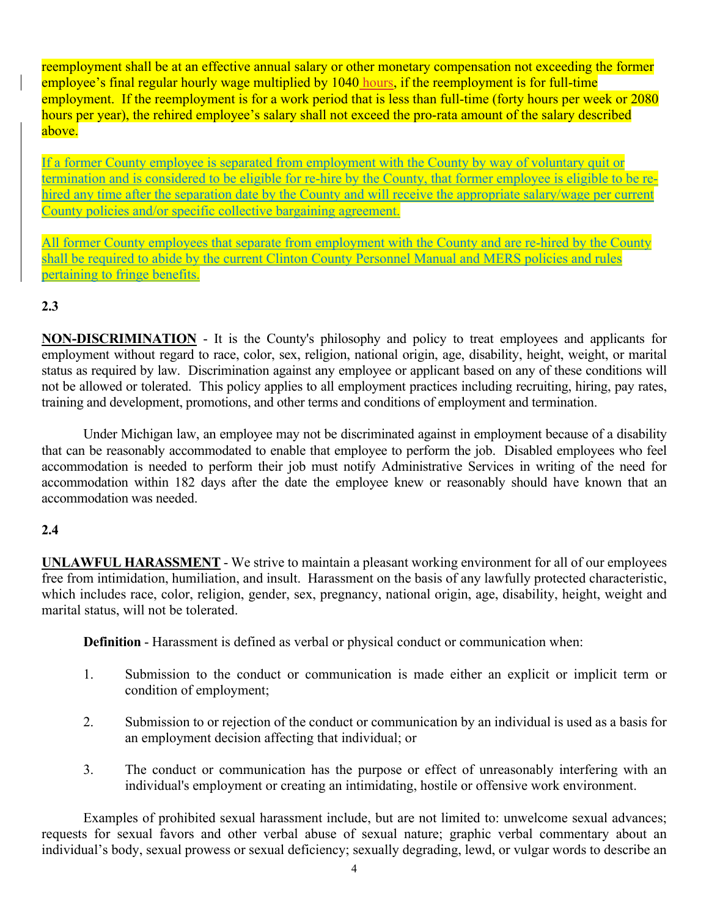reemployment shall be at an effective annual salary or other monetary compensation not exceeding the former employee's final regular hourly wage multiplied by 1040 hours, if the reemployment is for full-time employment. If the reemployment is for a work period that is less than full-time (forty hours per week or 2080 hours per year), the rehired employee's salary shall not exceed the pro-rata amount of the salary described above.

If a former County employee is separated from employment with the County by way of voluntary quit or termination and is considered to be eligible for re-hire by the County, that former employee is eligible to be re-hired any time after the separation date by the County and will receive the appropriate salary/wage per current County policies and/or specific collective bargaining agreement.

All former County employees that separate from employment with the County and are re-hired by the County shall be required to abide by the current Clinton County Personnel Manual and MERS policies and rules pertaining to fringe benefits.

**2.3**

**NON-DISCRIMINATION** - It is the County's philosophy and policy to treat employees and applicants for employment without regard to race, color, sex, religion, national origin, age, disability, height, weight, or marital status as required by law. Discrimination against any employee or applicant based on any of these conditions will not be allowed or tolerated. This policy applies to all employment practices including recruiting, hiring, pay rates, training and development, promotions, and other terms and conditions of employment and termination.

Under Michigan law, an employee may not be discriminated against in employment because of a disability that can be reasonably accommodated to enable that employee to perform the job. Disabled employees who feel accommodation is needed to perform their job must notify Administrative Services in writing of the need for accommodation within 182 days after the date the employee knew or reasonably should have known that an accommodation was needed.

**2.4**

**UNLAWFUL HARASSMENT** - We strive to maintain a pleasant working environment for all of our employees free from intimidation, humiliation, and insult. Harassment on the basis of any lawfully protected characteristic, which includes race, color, religion, gender, sex, pregnancy, national origin, age, disability, height, weight and marital status, will not be tolerated.

**Definition** - Harassment is defined as verbal or physical conduct or communication when:

1. Submission to the conduct or communication is made either an explicit or implicit term or condition of employment;

2. Submission to or rejection of the conduct or communication by an individual is used as a basis for an employment decision affecting that individual; or

3. The conduct or communication has the purpose or effect of unreasonably interfering with an individual's employment or creating an intimidating, hostile or offensive work environment.

Examples of prohibited sexual harassment include, but are not limited to: unwelcome sexual advances; requests for sexual favors and other verbal abuse of sexual nature; graphic verbal commentary about an individual's body, sexual prowess or sexual deficiency; sexually degrading, lewd, or vulgar words to describe an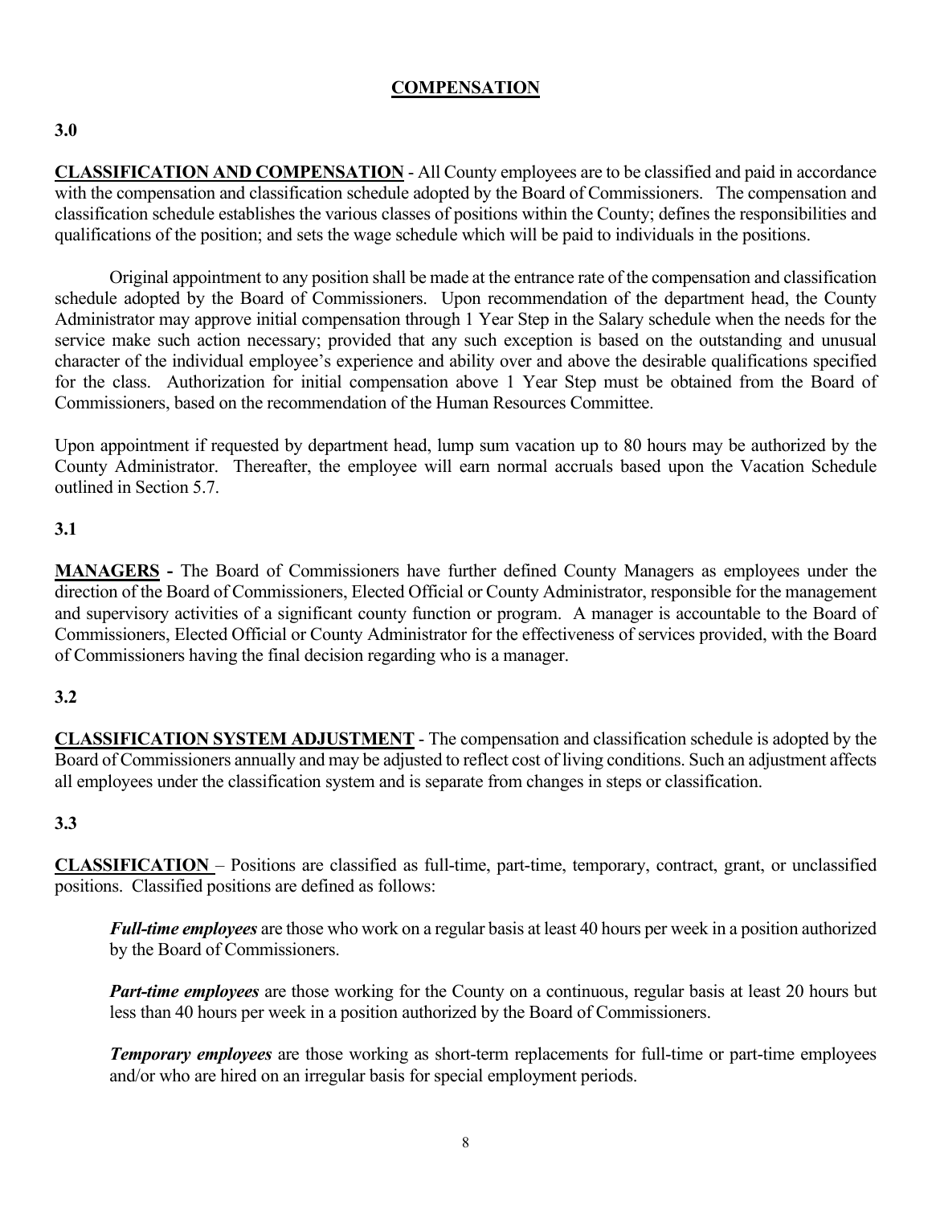## COMPENSATION

**3.0**

**CLASSIFICATION AND COMPENSATION** - All County employees are to be classified and paid in accordance with the compensation and classification schedule adopted by the Board of Commissioners. The compensation and classification schedule establishes the various classes of positions within the County; defines the responsibilities and qualifications of the position; and sets the wage schedule which will be paid to individuals in the positions.

Original appointment to any position shall be made at the entrance rate of the compensation and classification schedule adopted by the Board of Commissioners. Upon recommendation of the department head, the County Administrator may approve initial compensation through 1 Year Step in the Salary schedule when the needs for the service make such action necessary; provided that any such exception is based on the outstanding and unusual character of the individual employee's experience and ability over and above the desirable qualifications specified for the class. Authorization for initial compensation above 1 Year Step must be obtained from the Board of Commissioners, based on the recommendation of the Human Resources Committee.

Upon appointment if requested by department head, lump sum vacation up to 80 hours may be authorized by the County Administrator. Thereafter, the employee will earn normal accruals based upon the Vacation Schedule outlined in Section 5.7.

**3.1**

**MANAGERS -** The Board of Commissioners have further defined County Managers as employees under the direction of the Board of Commissioners, Elected Official or County Administrator, responsible for the management and supervisory activities of a significant county function or program. A manager is accountable to the Board of Commissioners, Elected Official or County Administrator for the effectiveness of services provided, with the Board of Commissioners having the final decision regarding who is a manager.

**3.2**

**CLASSIFICATION SYSTEM ADJUSTMENT** - The compensation and classification schedule is adopted by the Board of Commissioners annually and may be adjusted to reflect cost of living conditions. Such an adjustment affects all employees under the classification system and is separate from changes in steps or classification.

**3.3**

**CLASSIFICATION** – Positions are classified as full-time, part-time, temporary, contract, grant, or unclassified positions. Classified positions are defined as follows:

***Full-time employees*** are those who work on a regular basis at least 40 hours per week in a position authorized by the Board of Commissioners.

***Part-time employees*** are those working for the County on a continuous, regular basis at least 20 hours but less than 40 hours per week in a position authorized by the Board of Commissioners.

***Temporary employees*** are those working as short-term replacements for full-time or part-time employees and/or who are hired on an irregular basis for special employment periods.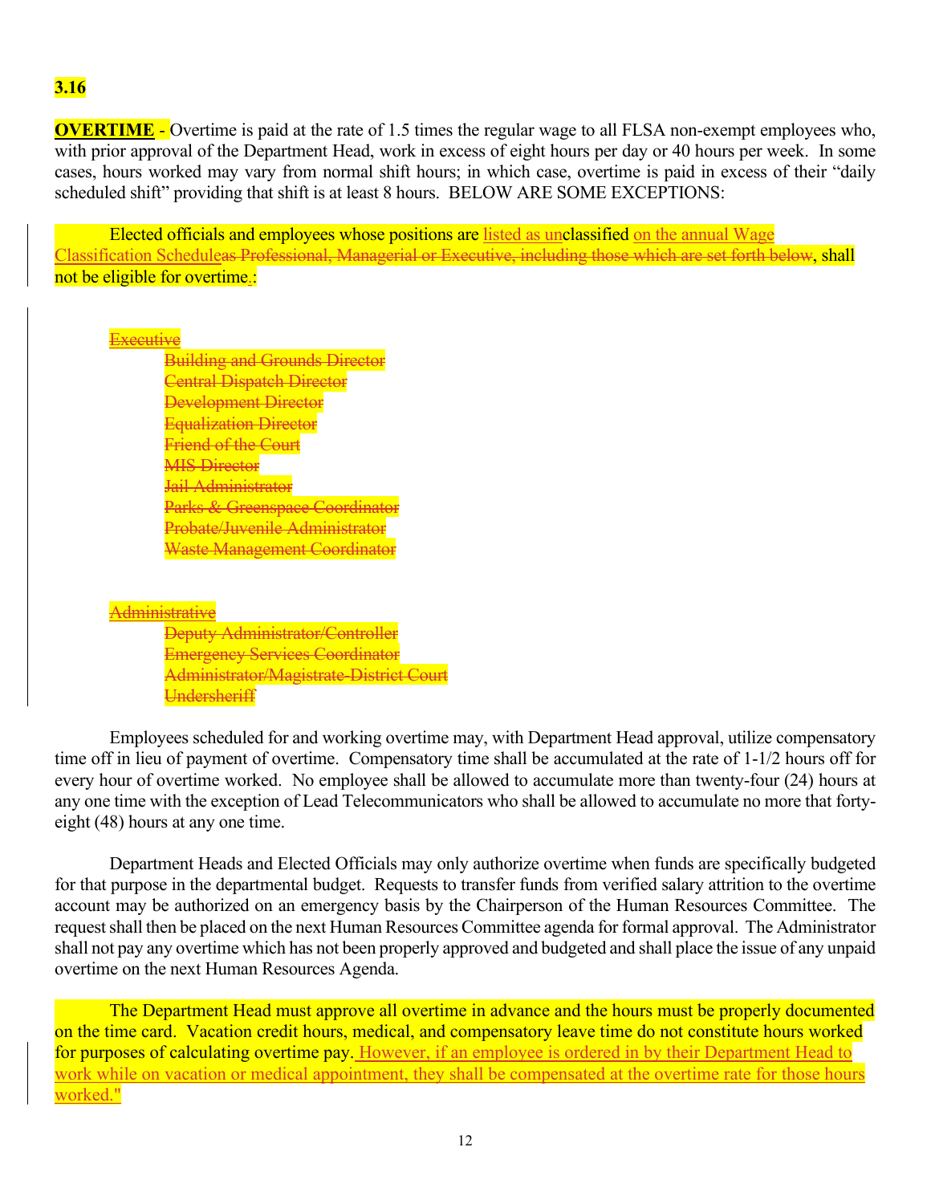**3.16**

**OVERTIME** - Overtime is paid at the rate of 1.5 times the regular wage to all FLSA non-exempt employees who, with prior approval of the Department Head, work in excess of eight hours per day or 40 hours per week. In some cases, hours worked may vary from normal shift hours; in which case, overtime is paid in excess of their "daily scheduled shift" providing that shift is at least 8 hours. BELOW ARE SOME EXCEPTIONS:

Elected officials and employees whose positions are listed as unclassified on the annual Wage Classification Schedule~~as Professional, Managerial or Executive, including those which are set forth below~~, shall not be eligible for overtime.~~:~~

~~Executive~~

- ~~Building and Grounds Director~~
- ~~Central Dispatch Director~~
- ~~Development Director~~
- ~~Equalization Director~~
- ~~Friend of the Court~~
- ~~MIS Director~~
- ~~Jail Administrator~~
- ~~Parks & Greenspace Coordinator~~
- ~~Probate/Juvenile Administrator~~
- ~~Waste Management Coordinator~~

~~Administrative~~

- ~~Deputy Administrator/Controller~~
- ~~Emergency Services Coordinator~~
- ~~Administrator/Magistrate-District Court~~
- ~~Undersheriff~~

Employees scheduled for and working overtime may, with Department Head approval, utilize compensatory time off in lieu of payment of overtime. Compensatory time shall be accumulated at the rate of 1-1/2 hours off for every hour of overtime worked. No employee shall be allowed to accumulate more than twenty-four (24) hours at any one time with the exception of Lead Telecommunicators who shall be allowed to accumulate no more that forty-eight (48) hours at any one time.

Department Heads and Elected Officials may only authorize overtime when funds are specifically budgeted for that purpose in the departmental budget. Requests to transfer funds from verified salary attrition to the overtime account may be authorized on an emergency basis by the Chairperson of the Human Resources Committee. The request shall then be placed on the next Human Resources Committee agenda for formal approval. The Administrator shall not pay any overtime which has not been properly approved and budgeted and shall place the issue of any unpaid overtime on the next Human Resources Agenda.

The Department Head must approve all overtime in advance and the hours must be properly documented on the time card. Vacation credit hours, medical, and compensatory leave time do not constitute hours worked for purposes of calculating overtime pay. However, if an employee is ordered in by their Department Head to work while on vacation or medical appointment, they shall be compensated at the overtime rate for those hours worked."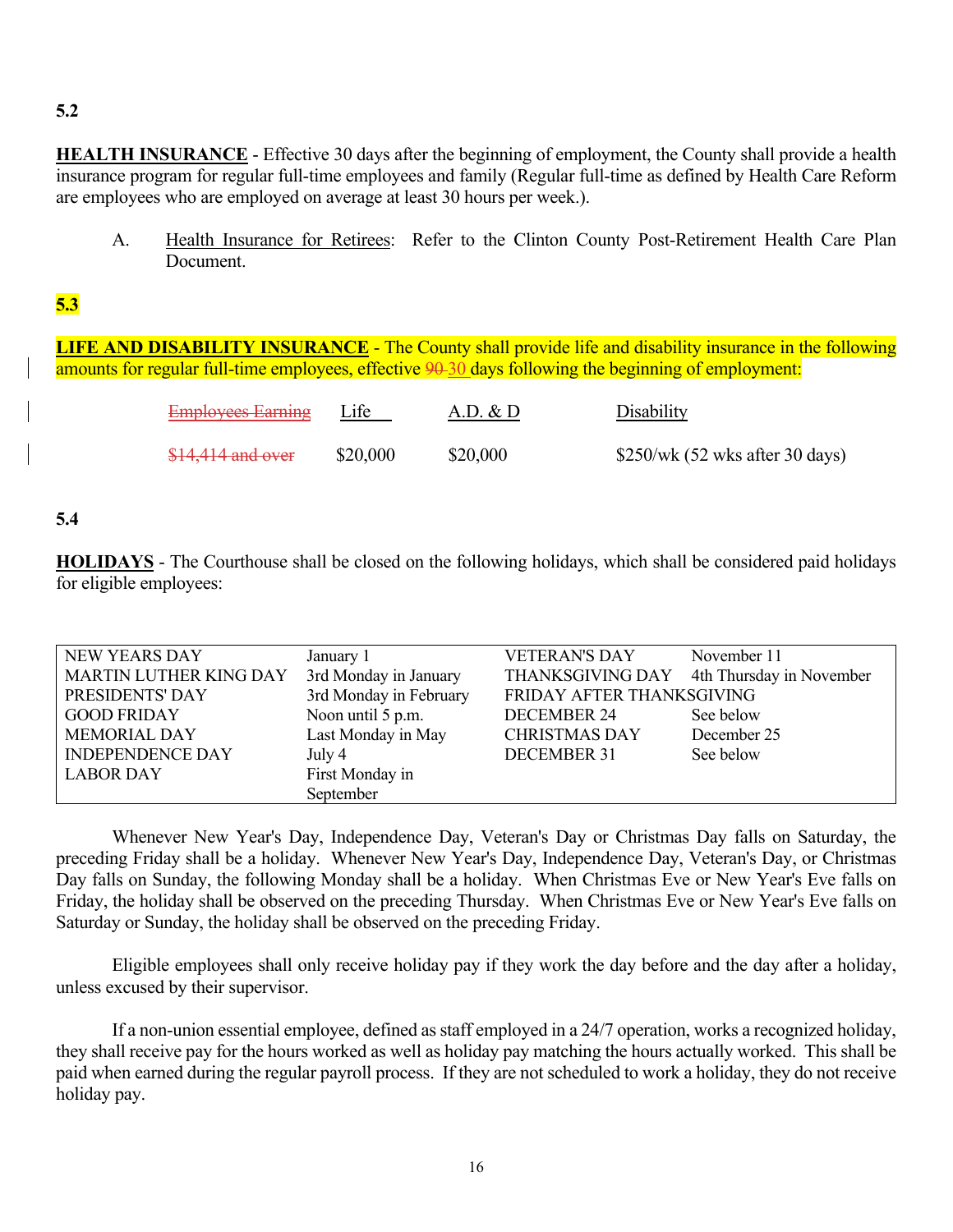**5.2**

**HEALTH INSURANCE** - Effective 30 days after the beginning of employment, the County shall provide a health insurance program for regular full-time employees and family (Regular full-time as defined by Health Care Reform are employees who are employed on average at least 30 hours per week.).

A. Health Insurance for Retirees: Refer to the Clinton County Post-Retirement Health Care Plan Document.

**5.3**

**LIFE AND DISABILITY INSURANCE** - The County shall provide life and disability insurance in the following amounts for regular full-time employees, effective ~~90~~ 30 days following the beginning of employment:

| ~~Employees Earning~~ | Life | A.D. & D | Disability |
|---|---|---|---|
| ~~$14,414 and over~~ | $20,000 | $20,000 | $250/wk (52 wks after 30 days) |

**5.4**

**HOLIDAYS** - The Courthouse shall be closed on the following holidays, which shall be considered paid holidays for eligible employees:

| | | | |
|---|---|---|---|
| NEW YEARS DAY | January 1 | VETERAN'S DAY | November 11 |
| MARTIN LUTHER KING DAY | 3rd Monday in January | THANKSGIVING DAY | 4th Thursday in November |
| PRESIDENTS' DAY | 3rd Monday in February | FRIDAY AFTER THANKSGIVING | |
| GOOD FRIDAY | Noon until 5 p.m. | DECEMBER 24 | See below |
| MEMORIAL DAY | Last Monday in May | CHRISTMAS DAY | December 25 |
| INDEPENDENCE DAY | July 4 | DECEMBER 31 | See below |
| LABOR DAY | First Monday in September | | |

Whenever New Year's Day, Independence Day, Veteran's Day or Christmas Day falls on Saturday, the preceding Friday shall be a holiday. Whenever New Year's Day, Independence Day, Veteran's Day, or Christmas Day falls on Sunday, the following Monday shall be a holiday. When Christmas Eve or New Year's Eve falls on Friday, the holiday shall be observed on the preceding Thursday. When Christmas Eve or New Year's Eve falls on Saturday or Sunday, the holiday shall be observed on the preceding Friday.

Eligible employees shall only receive holiday pay if they work the day before and the day after a holiday, unless excused by their supervisor.

If a non-union essential employee, defined as staff employed in a 24/7 operation, works a recognized holiday, they shall receive pay for the hours worked as well as holiday pay matching the hours actually worked. This shall be paid when earned during the regular payroll process. If they are not scheduled to work a holiday, they do not receive holiday pay.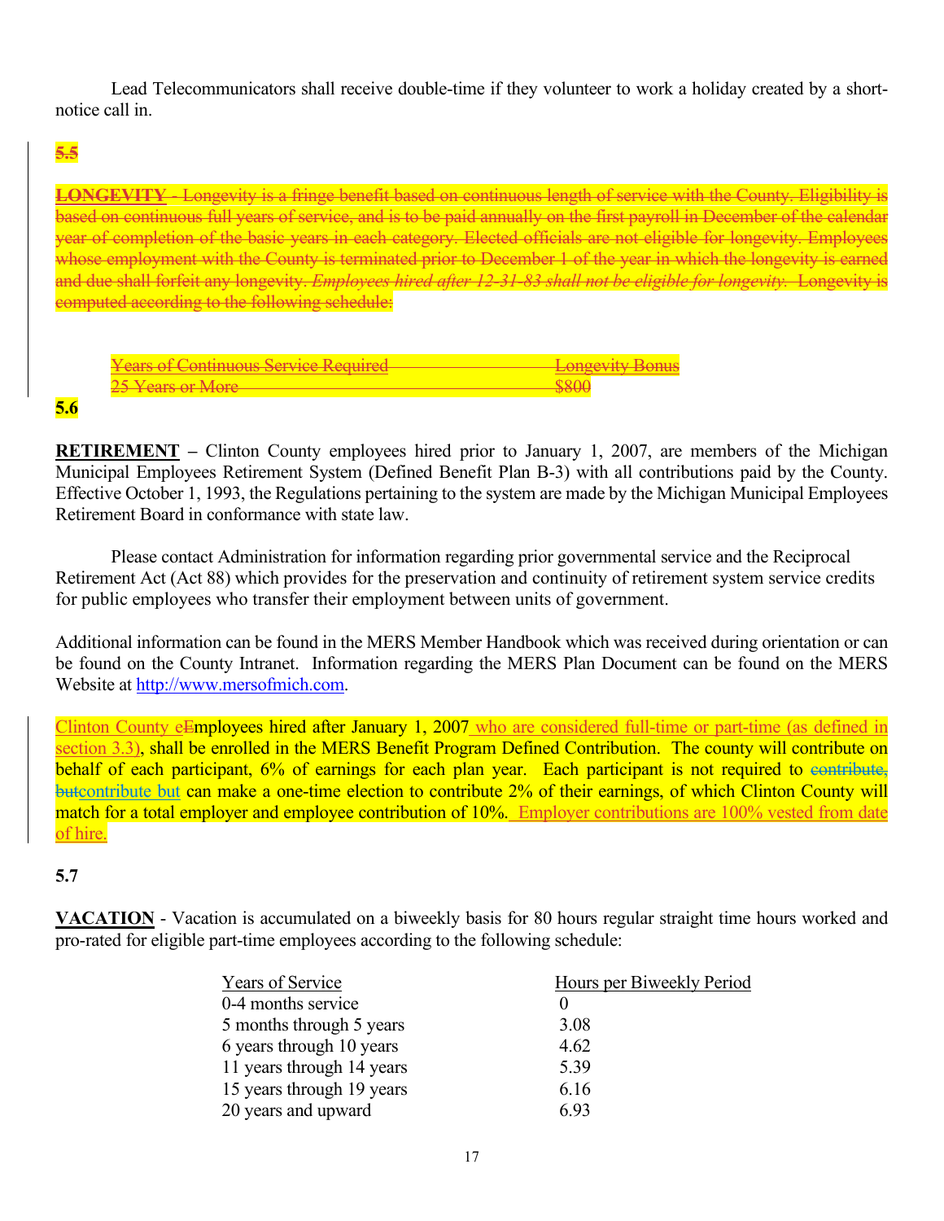Lead Telecommunicators shall receive double-time if they volunteer to work a holiday created by a short-notice call in.

**5.5**

~~**LONGEVITY** - Longevity is a fringe benefit based on continuous length of service with the County. Eligibility is based on continuous full years of service, and is to be paid annually on the first payroll in December of the calendar year of completion of the basic years in each category. Elected officials are not eligible for longevity. Employees whose employment with the County is terminated prior to December 1 of the year in which the longevity is earned and due shall forfeit any longevity. *Employees hired after 12-31-83 shall not be eligible for longevity.* Longevity is computed according to the following schedule:~~

| ~~Years of Continuous Service Required~~ | ~~Longevity Bonus~~ |
| --- | --- |
| ~~25 Years or More~~ | ~~$800~~ |

**5.6**

**RETIREMENT** – Clinton County employees hired prior to January 1, 2007, are members of the Michigan Municipal Employees Retirement System (Defined Benefit Plan B-3) with all contributions paid by the County. Effective October 1, 1993, the Regulations pertaining to the system are made by the Michigan Municipal Employees Retirement Board in conformance with state law.

Please contact Administration for information regarding prior governmental service and the Reciprocal Retirement Act (Act 88) which provides for the preservation and continuity of retirement system service credits for public employees who transfer their employment between units of government.

Additional information can be found in the MERS Member Handbook which was received during orientation or can be found on the County Intranet. Information regarding the MERS Plan Document can be found on the MERS Website at http://www.mersofmich.com.

Clinton County e~~E~~mployees hired after January 1, 2007 who are considered full-time or part-time (as defined in section 3.3), shall be enrolled in the MERS Benefit Program Defined Contribution. The county will contribute on behalf of each participant, 6% of earnings for each plan year. Each participant is not required to ~~contribute, but~~contribute but can make a one-time election to contribute 2% of their earnings, of which Clinton County will match for a total employer and employee contribution of 10%. Employer contributions are 100% vested from date of hire.

**5.7**

**VACATION** - Vacation is accumulated on a biweekly basis for 80 hours regular straight time hours worked and pro-rated for eligible part-time employees according to the following schedule:

| Years of Service | Hours per Biweekly Period |
| --- | --- |
| 0-4 months service | 0 |
| 5 months through 5 years | 3.08 |
| 6 years through 10 years | 4.62 |
| 11 years through 14 years | 5.39 |
| 15 years through 19 years | 6.16 |
| 20 years and upward | 6.93 |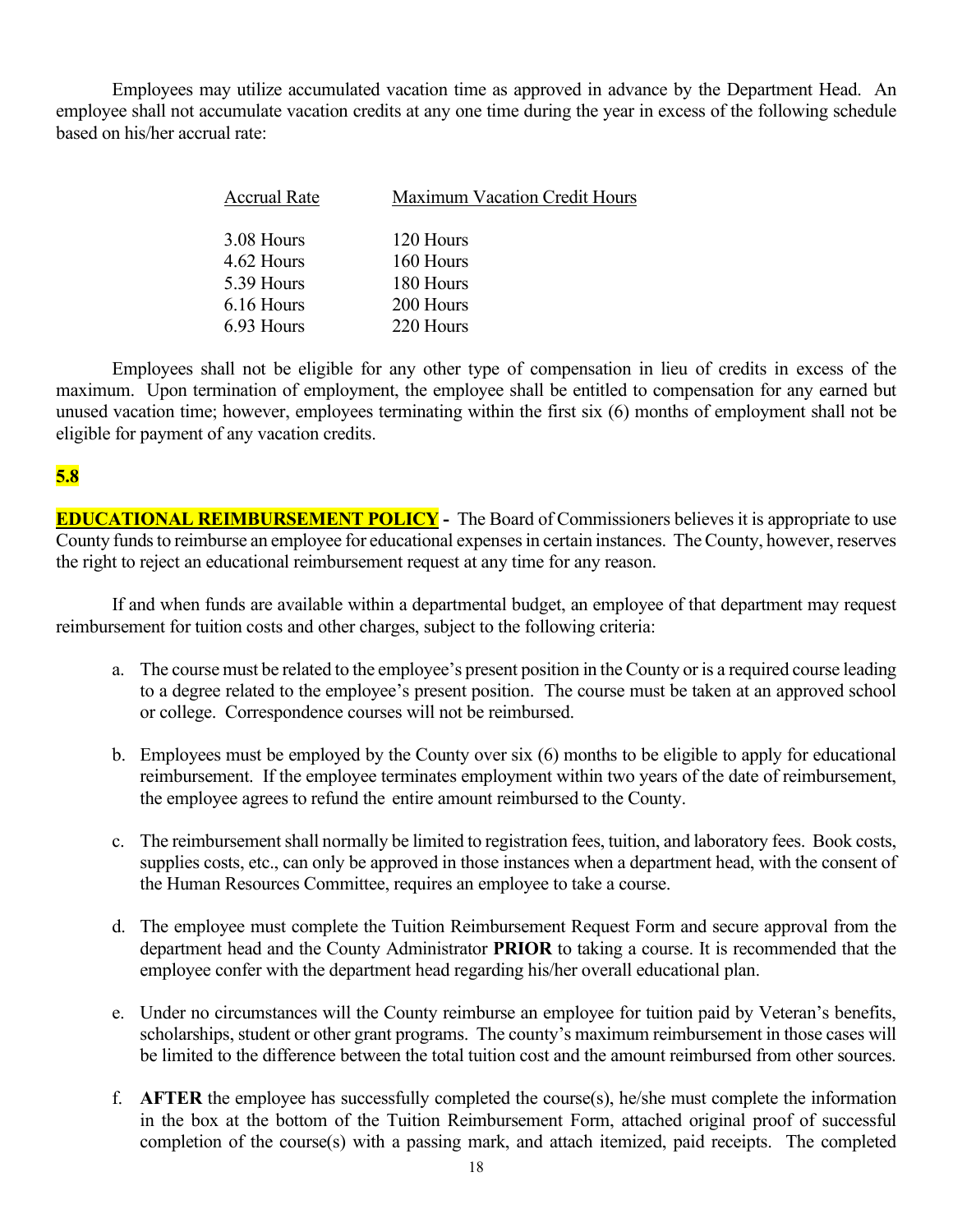Employees may utilize accumulated vacation time as approved in advance by the Department Head. An employee shall not accumulate vacation credits at any one time during the year in excess of the following schedule based on his/her accrual rate:

| Accrual Rate | Maximum Vacation Credit Hours |
| --- | --- |
| 3.08 Hours | 120 Hours |
| 4.62 Hours | 160 Hours |
| 5.39 Hours | 180 Hours |
| 6.16 Hours | 200 Hours |
| 6.93 Hours | 220 Hours |

Employees shall not be eligible for any other type of compensation in lieu of credits in excess of the maximum. Upon termination of employment, the employee shall be entitled to compensation for any earned but unused vacation time; however, employees terminating within the first six (6) months of employment shall not be eligible for payment of any vacation credits.

## 5.8

**EDUCATIONAL REIMBURSEMENT POLICY -** The Board of Commissioners believes it is appropriate to use County funds to reimburse an employee for educational expenses in certain instances. The County, however, reserves the right to reject an educational reimbursement request at any time for any reason.

If and when funds are available within a departmental budget, an employee of that department may request reimbursement for tuition costs and other charges, subject to the following criteria:

a. The course must be related to the employee's present position in the County or is a required course leading to a degree related to the employee's present position. The course must be taken at an approved school or college. Correspondence courses will not be reimbursed.

b. Employees must be employed by the County over six (6) months to be eligible to apply for educational reimbursement. If the employee terminates employment within two years of the date of reimbursement, the employee agrees to refund the entire amount reimbursed to the County.

c. The reimbursement shall normally be limited to registration fees, tuition, and laboratory fees. Book costs, supplies costs, etc., can only be approved in those instances when a department head, with the consent of the Human Resources Committee, requires an employee to take a course.

d. The employee must complete the Tuition Reimbursement Request Form and secure approval from the department head and the County Administrator **PRIOR** to taking a course. It is recommended that the employee confer with the department head regarding his/her overall educational plan.

e. Under no circumstances will the County reimburse an employee for tuition paid by Veteran's benefits, scholarships, student or other grant programs. The county's maximum reimbursement in those cases will be limited to the difference between the total tuition cost and the amount reimbursed from other sources.

f. **AFTER** the employee has successfully completed the course(s), he/she must complete the information in the box at the bottom of the Tuition Reimbursement Form, attached original proof of successful completion of the course(s) with a passing mark, and attach itemized, paid receipts. The completed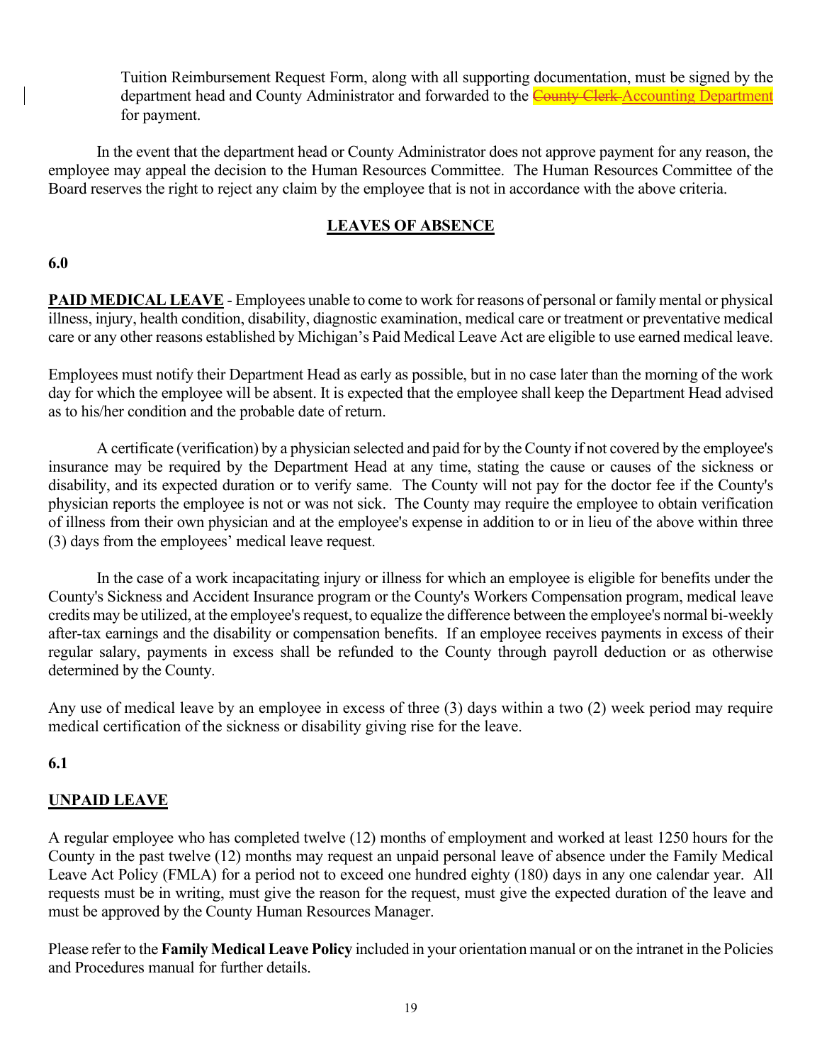Tuition Reimbursement Request Form, along with all supporting documentation, must be signed by the department head and County Administrator and forwarded to the ~~County Clerk~~ Accounting Department for payment.

In the event that the department head or County Administrator does not approve payment for any reason, the employee may appeal the decision to the Human Resources Committee. The Human Resources Committee of the Board reserves the right to reject any claim by the employee that is not in accordance with the above criteria.

## LEAVES OF ABSENCE

**6.0**

**PAID MEDICAL LEAVE** - Employees unable to come to work for reasons of personal or family mental or physical illness, injury, health condition, disability, diagnostic examination, medical care or treatment or preventative medical care or any other reasons established by Michigan's Paid Medical Leave Act are eligible to use earned medical leave.

Employees must notify their Department Head as early as possible, but in no case later than the morning of the work day for which the employee will be absent. It is expected that the employee shall keep the Department Head advised as to his/her condition and the probable date of return.

A certificate (verification) by a physician selected and paid for by the County if not covered by the employee's insurance may be required by the Department Head at any time, stating the cause or causes of the sickness or disability, and its expected duration or to verify same. The County will not pay for the doctor fee if the County's physician reports the employee is not or was not sick. The County may require the employee to obtain verification of illness from their own physician and at the employee's expense in addition to or in lieu of the above within three (3) days from the employees' medical leave request.

In the case of a work incapacitating injury or illness for which an employee is eligible for benefits under the County's Sickness and Accident Insurance program or the County's Workers Compensation program, medical leave credits may be utilized, at the employee's request, to equalize the difference between the employee's normal bi-weekly after-tax earnings and the disability or compensation benefits. If an employee receives payments in excess of their regular salary, payments in excess shall be refunded to the County through payroll deduction or as otherwise determined by the County.

Any use of medical leave by an employee in excess of three (3) days within a two (2) week period may require medical certification of the sickness or disability giving rise for the leave.

**6.1**

**UNPAID LEAVE**

A regular employee who has completed twelve (12) months of employment and worked at least 1250 hours for the County in the past twelve (12) months may request an unpaid personal leave of absence under the Family Medical Leave Act Policy (FMLA) for a period not to exceed one hundred eighty (180) days in any one calendar year. All requests must be in writing, must give the reason for the request, must give the expected duration of the leave and must be approved by the County Human Resources Manager.

Please refer to the **Family Medical Leave Policy** included in your orientation manual or on the intranet in the Policies and Procedures manual for further details.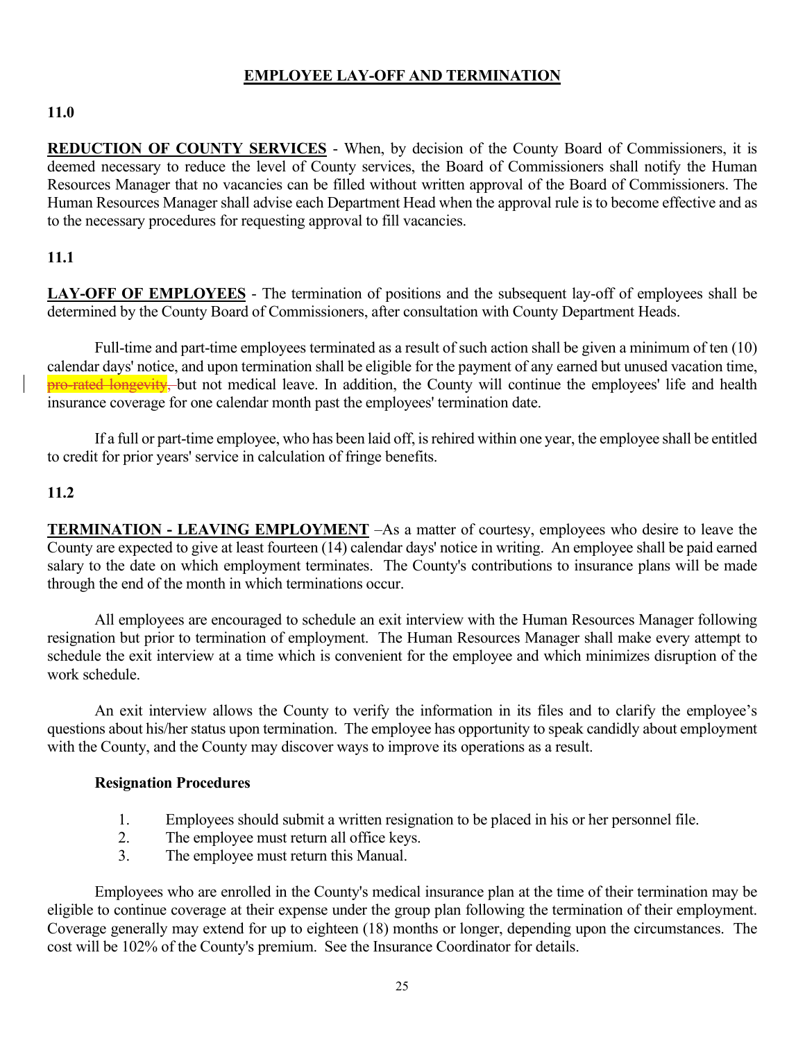## EMPLOYEE LAY-OFF AND TERMINATION

### 11.0

**REDUCTION OF COUNTY SERVICES** - When, by decision of the County Board of Commissioners, it is deemed necessary to reduce the level of County services, the Board of Commissioners shall notify the Human Resources Manager that no vacancies can be filled without written approval of the Board of Commissioners. The Human Resources Manager shall advise each Department Head when the approval rule is to become effective and as to the necessary procedures for requesting approval to fill vacancies.

### 11.1

**LAY-OFF OF EMPLOYEES** - The termination of positions and the subsequent lay-off of employees shall be determined by the County Board of Commissioners, after consultation with County Department Heads.

Full-time and part-time employees terminated as a result of such action shall be given a minimum of ten (10) calendar days' notice, and upon termination shall be eligible for the payment of any earned but unused vacation time, ~~pro-rated longevity,~~ but not medical leave. In addition, the County will continue the employees' life and health insurance coverage for one calendar month past the employees' termination date.

If a full or part-time employee, who has been laid off, is rehired within one year, the employee shall be entitled to credit for prior years' service in calculation of fringe benefits.

### 11.2

**TERMINATION - LEAVING EMPLOYMENT** –As a matter of courtesy, employees who desire to leave the County are expected to give at least fourteen (14) calendar days' notice in writing. An employee shall be paid earned salary to the date on which employment terminates. The County's contributions to insurance plans will be made through the end of the month in which terminations occur.

All employees are encouraged to schedule an exit interview with the Human Resources Manager following resignation but prior to termination of employment. The Human Resources Manager shall make every attempt to schedule the exit interview at a time which is convenient for the employee and which minimizes disruption of the work schedule.

An exit interview allows the County to verify the information in its files and to clarify the employee's questions about his/her status upon termination. The employee has opportunity to speak candidly about employment with the County, and the County may discover ways to improve its operations as a result.

**Resignation Procedures**

1. Employees should submit a written resignation to be placed in his or her personnel file.
2. The employee must return all office keys.
3. The employee must return this Manual.

Employees who are enrolled in the County's medical insurance plan at the time of their termination may be eligible to continue coverage at their expense under the group plan following the termination of their employment. Coverage generally may extend for up to eighteen (18) months or longer, depending upon the circumstances. The cost will be 102% of the County's premium. See the Insurance Coordinator for details.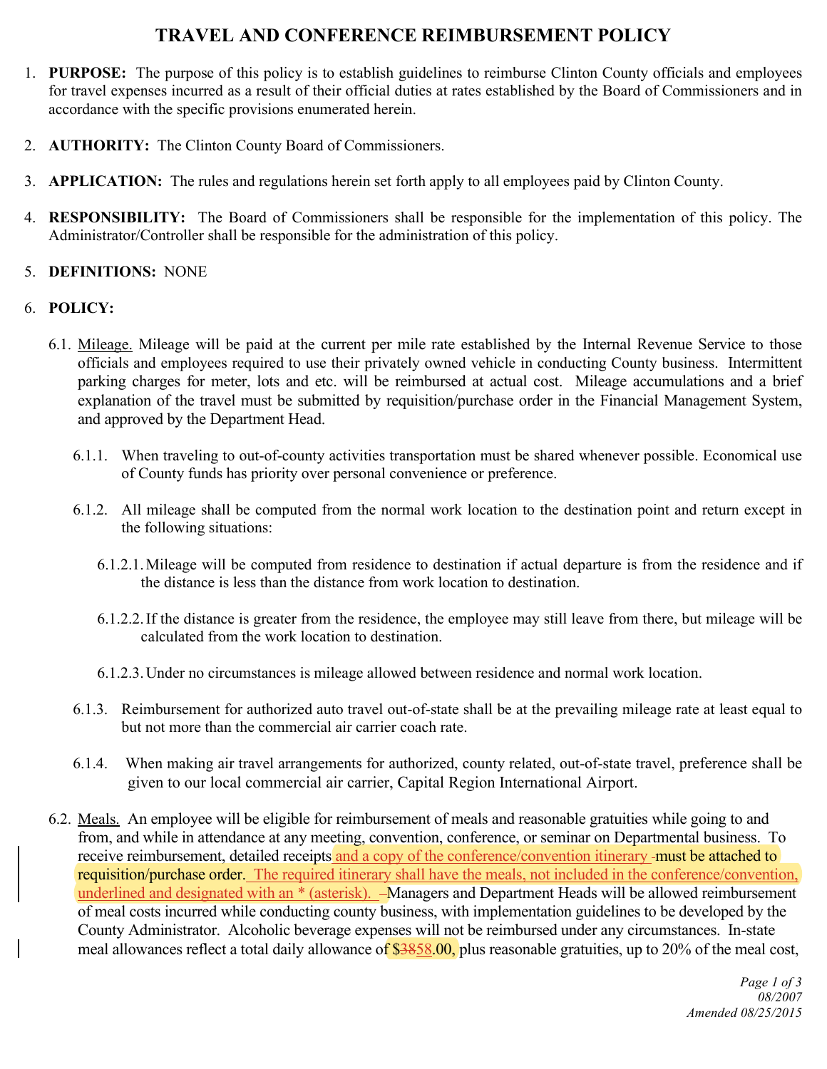# TRAVEL AND CONFERENCE REIMBURSEMENT POLICY

1. **PURPOSE:** The purpose of this policy is to establish guidelines to reimburse Clinton County officials and employees for travel expenses incurred as a result of their official duties at rates established by the Board of Commissioners and in accordance with the specific provisions enumerated herein.

2. **AUTHORITY:** The Clinton County Board of Commissioners.

3. **APPLICATION:** The rules and regulations herein set forth apply to all employees paid by Clinton County.

4. **RESPONSIBILITY:** The Board of Commissioners shall be responsible for the implementation of this policy. The Administrator/Controller shall be responsible for the administration of this policy.

5. **DEFINITIONS:** NONE

6. **POLICY:**

   6.1. Mileage. Mileage will be paid at the current per mile rate established by the Internal Revenue Service to those officials and employees required to use their privately owned vehicle in conducting County business. Intermittent parking charges for meter, lots and etc. will be reimbursed at actual cost. Mileage accumulations and a brief explanation of the travel must be submitted by requisition/purchase order in the Financial Management System, and approved by the Department Head.

   6.1.1. When traveling to out-of-county activities transportation must be shared whenever possible. Economical use of County funds has priority over personal convenience or preference.

   6.1.2. All mileage shall be computed from the normal work location to the destination point and return except in the following situations:

   6.1.2.1. Mileage will be computed from residence to destination if actual departure is from the residence and if the distance is less than the distance from work location to destination.

   6.1.2.2. If the distance is greater from the residence, the employee may still leave from there, but mileage will be calculated from the work location to destination.

   6.1.2.3. Under no circumstances is mileage allowed between residence and normal work location.

   6.1.3. Reimbursement for authorized auto travel out-of-state shall be at the prevailing mileage rate at least equal to but not more than the commercial air carrier coach rate.

   6.1.4. When making air travel arrangements for authorized, county related, out-of-state travel, preference shall be given to our local commercial air carrier, Capital Region International Airport.

   6.2. Meals. An employee will be eligible for reimbursement of meals and reasonable gratuities while going to and from, and while in attendance at any meeting, convention, conference, or seminar on Departmental business. To receive reimbursement, detailed receipts and a copy of the conference/convention itinerary must be attached to requisition/purchase order. The required itinerary shall have the meals, not included in the conference/convention, underlined and designated with an * (asterisk). Managers and Department Heads will be allowed reimbursement of meal costs incurred while conducting county business, with implementation guidelines to be developed by the County Administrator. Alcoholic beverage expenses will not be reimbursed under any circumstances. In-state meal allowances reflect a total daily allowance of $~~38~~58.00, plus reasonable gratuities, up to 20% of the meal cost,

*08/2007*
*Amended 08/25/2015*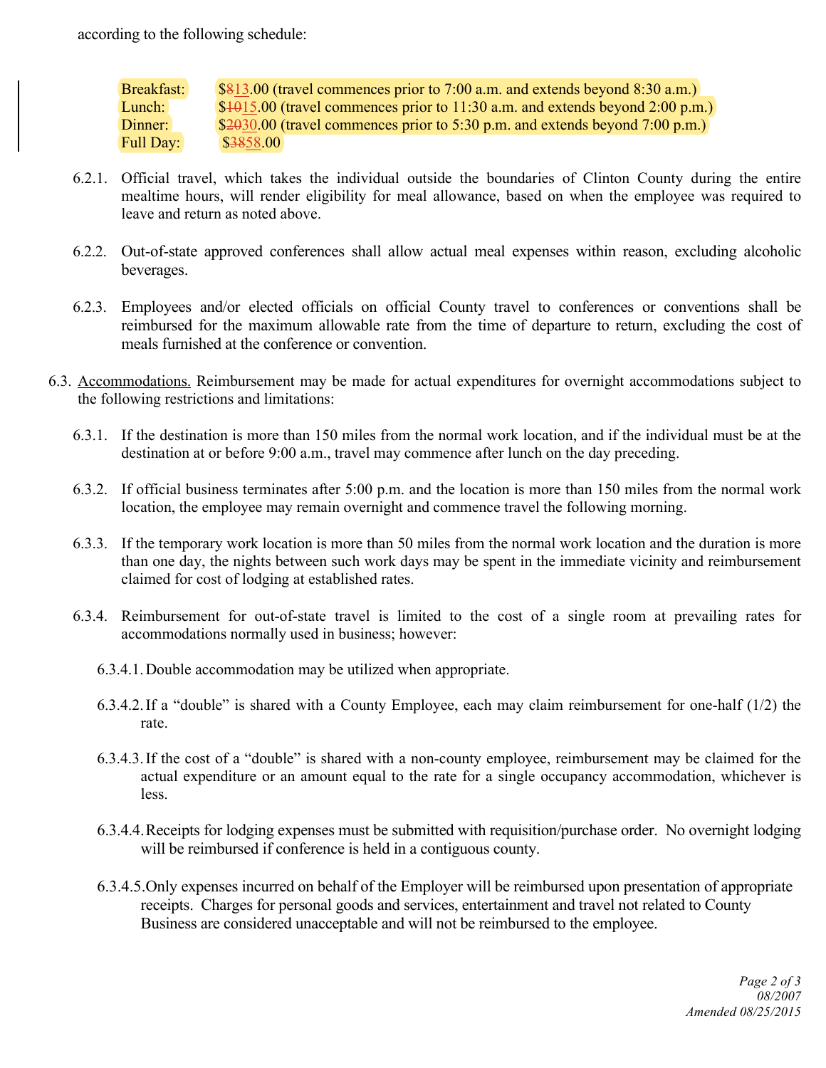according to the following schedule:

| | |
|---|---|
| Breakfast: | ~~$8~~$13.00 (travel commences prior to 7:00 a.m. and extends beyond 8:30 a.m.) |
| Lunch: | ~~$10~~$15.00 (travel commences prior to 11:30 a.m. and extends beyond 2:00 p.m.) |
| Dinner: | ~~$20~~$30.00 (travel commences prior to 5:30 p.m. and extends beyond 7:00 p.m.) |
| Full Day: | ~~$38~~$58.00 |

6.2.1. Official travel, which takes the individual outside the boundaries of Clinton County during the entire mealtime hours, will render eligibility for meal allowance, based on when the employee was required to leave and return as noted above.

6.2.2. Out-of-state approved conferences shall allow actual meal expenses within reason, excluding alcoholic beverages.

6.2.3. Employees and/or elected officials on official County travel to conferences or conventions shall be reimbursed for the maximum allowable rate from the time of departure to return, excluding the cost of meals furnished at the conference or convention.

6.3. Accommodations. Reimbursement may be made for actual expenditures for overnight accommodations subject to the following restrictions and limitations:

6.3.1. If the destination is more than 150 miles from the normal work location, and if the individual must be at the destination at or before 9:00 a.m., travel may commence after lunch on the day preceding.

6.3.2. If official business terminates after 5:00 p.m. and the location is more than 150 miles from the normal work location, the employee may remain overnight and commence travel the following morning.

6.3.3. If the temporary work location is more than 50 miles from the normal work location and the duration is more than one day, the nights between such work days may be spent in the immediate vicinity and reimbursement claimed for cost of lodging at established rates.

6.3.4. Reimbursement for out-of-state travel is limited to the cost of a single room at prevailing rates for accommodations normally used in business; however:

6.3.4.1. Double accommodation may be utilized when appropriate.

6.3.4.2. If a "double" is shared with a County Employee, each may claim reimbursement for one-half (1/2) the rate.

6.3.4.3. If the cost of a "double" is shared with a non-county employee, reimbursement may be claimed for the actual expenditure or an amount equal to the rate for a single occupancy accommodation, whichever is less.

6.3.4.4. Receipts for lodging expenses must be submitted with requisition/purchase order. No overnight lodging will be reimbursed if conference is held in a contiguous county.

6.3.4.5. Only expenses incurred on behalf of the Employer will be reimbursed upon presentation of appropriate receipts. Charges for personal goods and services, entertainment and travel not related to County Business are considered unacceptable and will not be reimbursed to the employee.

*08/2007*
*Amended 08/25/2015*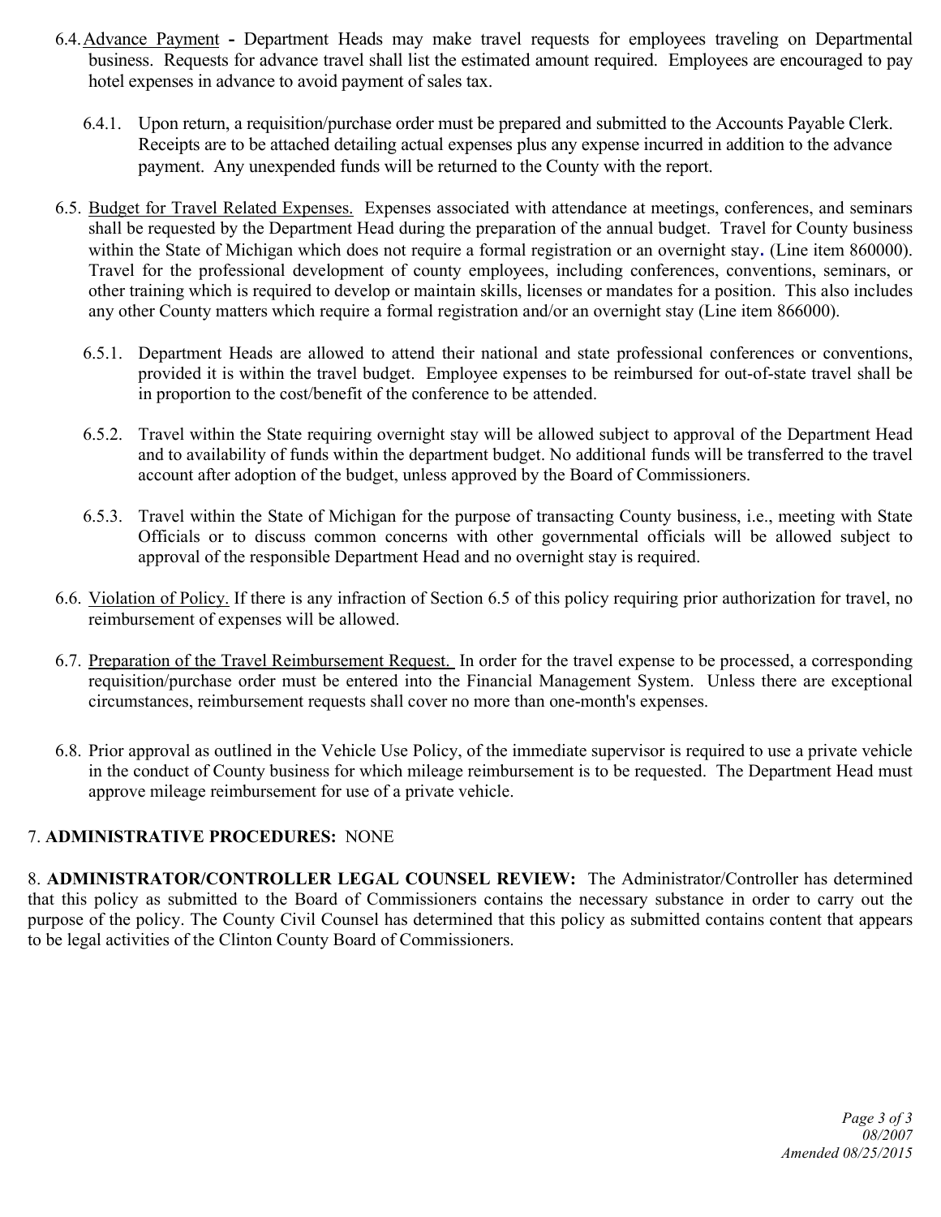6.4. <u>Advance Payment</u> **-** Department Heads may make travel requests for employees traveling on Departmental business. Requests for advance travel shall list the estimated amount required. Employees are encouraged to pay hotel expenses in advance to avoid payment of sales tax.

6.4.1. Upon return, a requisition/purchase order must be prepared and submitted to the Accounts Payable Clerk. Receipts are to be attached detailing actual expenses plus any expense incurred in addition to the advance payment. Any unexpended funds will be returned to the County with the report.

6.5. <u>Budget for Travel Related Expenses.</u> Expenses associated with attendance at meetings, conferences, and seminars shall be requested by the Department Head during the preparation of the annual budget. Travel for County business within the State of Michigan which does not require a formal registration or an overnight stay**.** (Line item 860000). Travel for the professional development of county employees, including conferences, conventions, seminars, or other training which is required to develop or maintain skills, licenses or mandates for a position. This also includes any other County matters which require a formal registration and/or an overnight stay (Line item 866000).

6.5.1. Department Heads are allowed to attend their national and state professional conferences or conventions, provided it is within the travel budget. Employee expenses to be reimbursed for out-of-state travel shall be in proportion to the cost/benefit of the conference to be attended.

6.5.2. Travel within the State requiring overnight stay will be allowed subject to approval of the Department Head and to availability of funds within the department budget. No additional funds will be transferred to the travel account after adoption of the budget, unless approved by the Board of Commissioners.

6.5.3. Travel within the State of Michigan for the purpose of transacting County business, i.e., meeting with State Officials or to discuss common concerns with other governmental officials will be allowed subject to approval of the responsible Department Head and no overnight stay is required.

6.6. <u>Violation of Policy.</u> If there is any infraction of Section 6.5 of this policy requiring prior authorization for travel, no reimbursement of expenses will be allowed.

6.7. <u>Preparation of the Travel Reimbursement Request.</u> In order for the travel expense to be processed, a corresponding requisition/purchase order must be entered into the Financial Management System. Unless there are exceptional circumstances, reimbursement requests shall cover no more than one-month's expenses.

6.8. Prior approval as outlined in the Vehicle Use Policy, of the immediate supervisor is required to use a private vehicle in the conduct of County business for which mileage reimbursement is to be requested. The Department Head must approve mileage reimbursement for use of a private vehicle.

7. **ADMINISTRATIVE PROCEDURES:** NONE

8. **ADMINISTRATOR/CONTROLLER LEGAL COUNSEL REVIEW:** The Administrator/Controller has determined that this policy as submitted to the Board of Commissioners contains the necessary substance in order to carry out the purpose of the policy. The County Civil Counsel has determined that this policy as submitted contains content that appears to be legal activities of the Clinton County Board of Commissioners.

*08/2007*
*Amended 08/25/2015*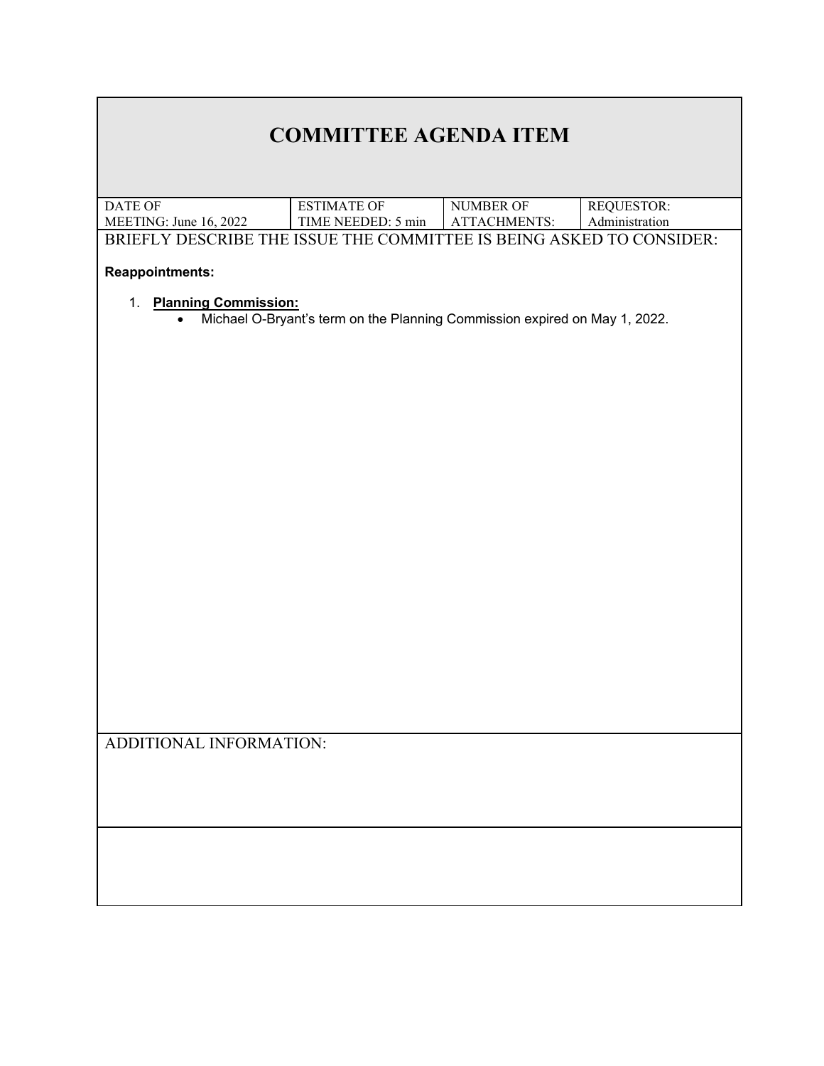# COMMITTEE AGENDA ITEM

| DATE OF MEETING: June 16, 2022 | ESTIMATE OF TIME NEEDED: 5 min | NUMBER OF ATTACHMENTS: | REQUESTOR: Administration |
|---|---|---|---|

BRIEFLY DESCRIBE THE ISSUE THE COMMITTEE IS BEING ASKED TO CONSIDER:

**Reappointments:**

1. **Planning Commission:**
   - Michael O-Bryant's term on the Planning Commission expired on May 1, 2022.

ADDITIONAL INFORMATION: